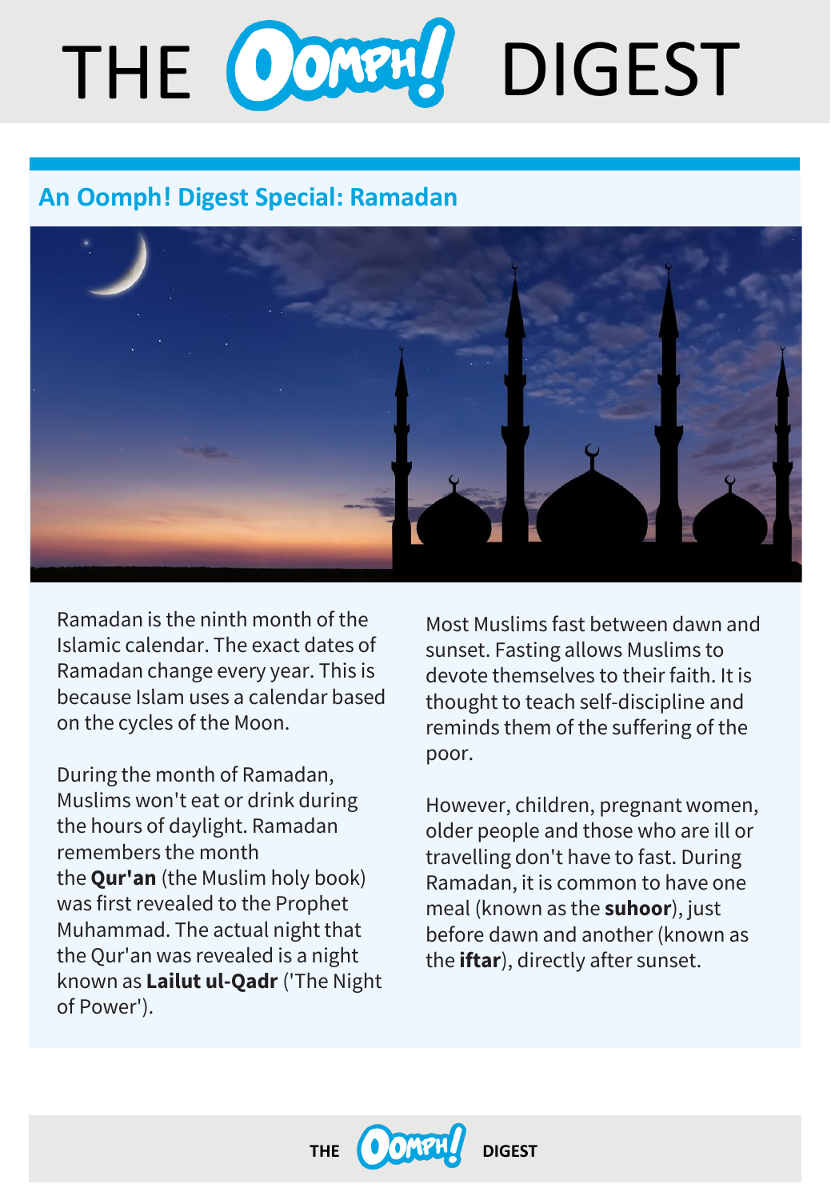# THE OOMPH! DIGEST

## An Oomph! Digest Special: Ramadan

Ramadan is the ninth month of the Islamic calendar. The exact dates of Ramadan change every year. This is because Islam uses a calendar based on the cycles of the Moon.

During the month of Ramadan, Muslims won't eat or drink during the hours of daylight. Ramadan remembers the month the **Qur'an** (the Muslim holy book) was first revealed to the Prophet Muhammad. The actual night that the Qur'an was revealed is a night known as **Lailut ul-Qadr** ('The Night of Power').

Most Muslims fast between dawn and sunset. Fasting allows Muslims to devote themselves to their faith. It is thought to teach self-discipline and reminds them of the suffering of the poor.

However, children, pregnant women, older people and those who are ill or travelling don't have to fast. During Ramadan, it is common to have one meal (known as the **suhoor**), just before dawn and another (known as the **iftar**), directly after sunset.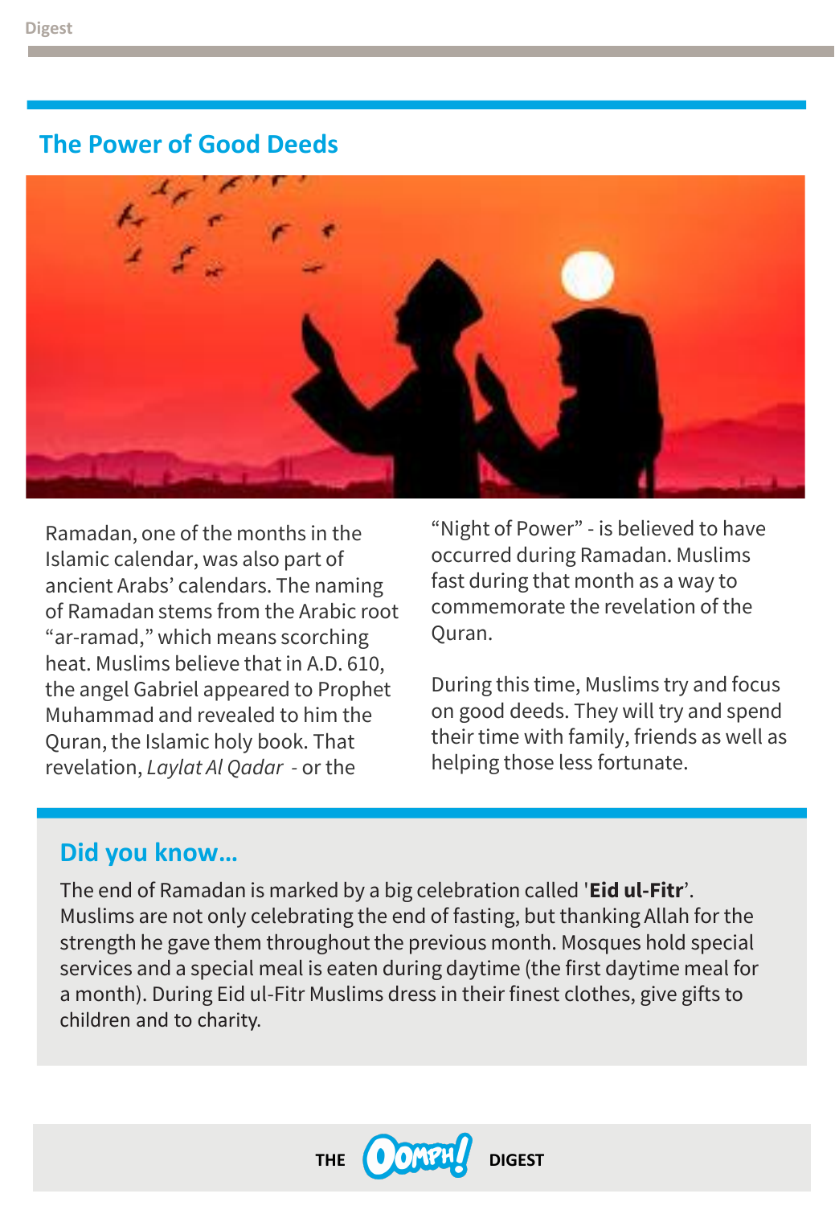## The Power of Good Deeds

Ramadan, one of the months in the Islamic calendar, was also part of ancient Arabs' calendars. The naming of Ramadan stems from the Arabic root "ar-ramad," which means scorching heat. Muslims believe that in A.D. 610, the angel Gabriel appeared to Prophet Muhammad and revealed to him the Quran, the Islamic holy book. That revelation, *Laylat Al Qadar* - or the "Night of Power" - is believed to have occurred during Ramadan. Muslims fast during that month as a way to commemorate the revelation of the Quran.

During this time, Muslims try and focus on good deeds. They will try and spend their time with family, friends as well as helping those less fortunate.

### Did you know...

The end of Ramadan is marked by a big celebration called '**Eid ul-Fitr**'. Muslims are not only celebrating the end of fasting, but thanking Allah for the strength he gave them throughout the previous month. Mosques hold special services and a special meal is eaten during daytime (the first daytime meal for a month). During Eid ul-Fitr Muslims dress in their finest clothes, give gifts to children and to charity.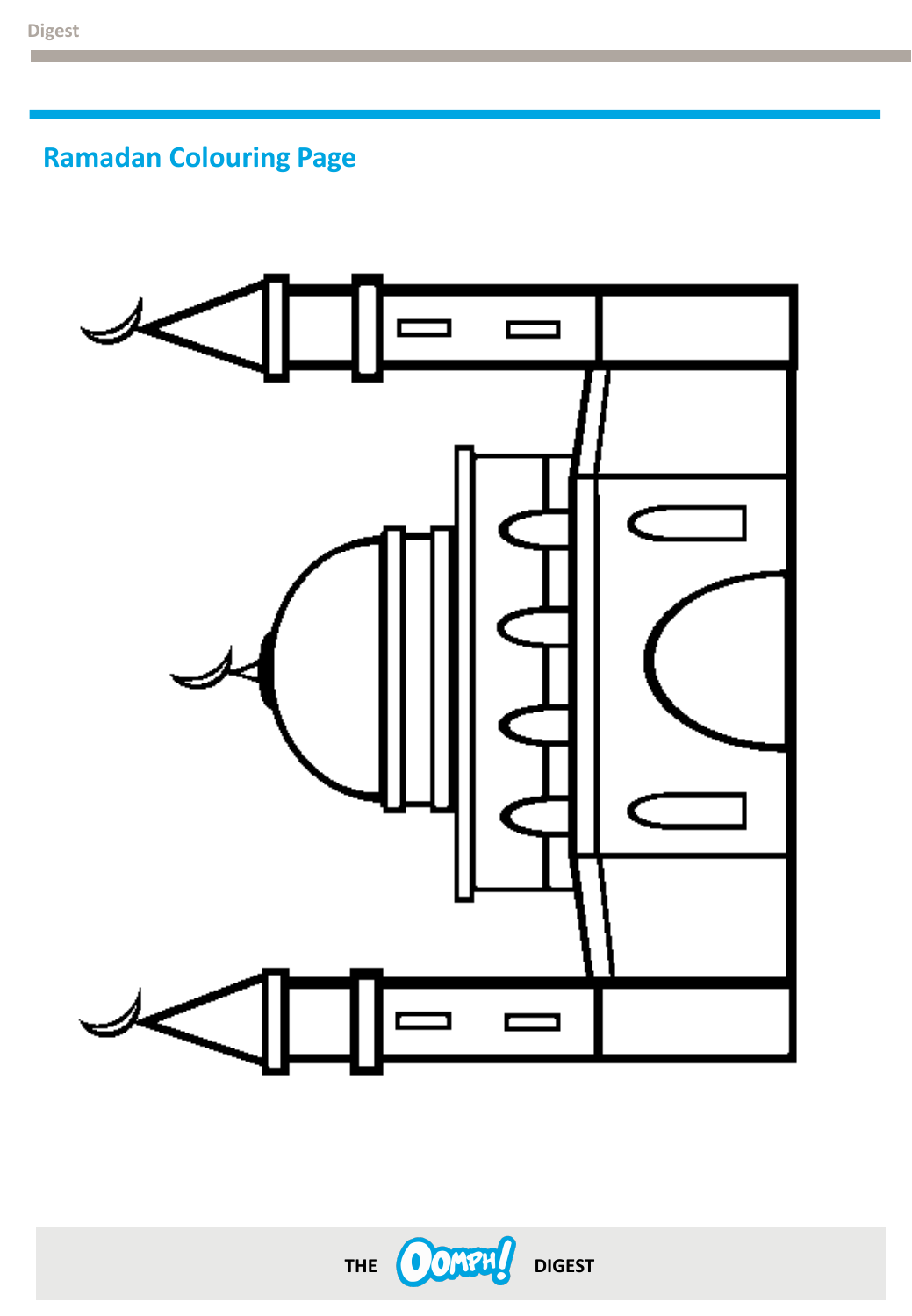## Ramadan Colouring Page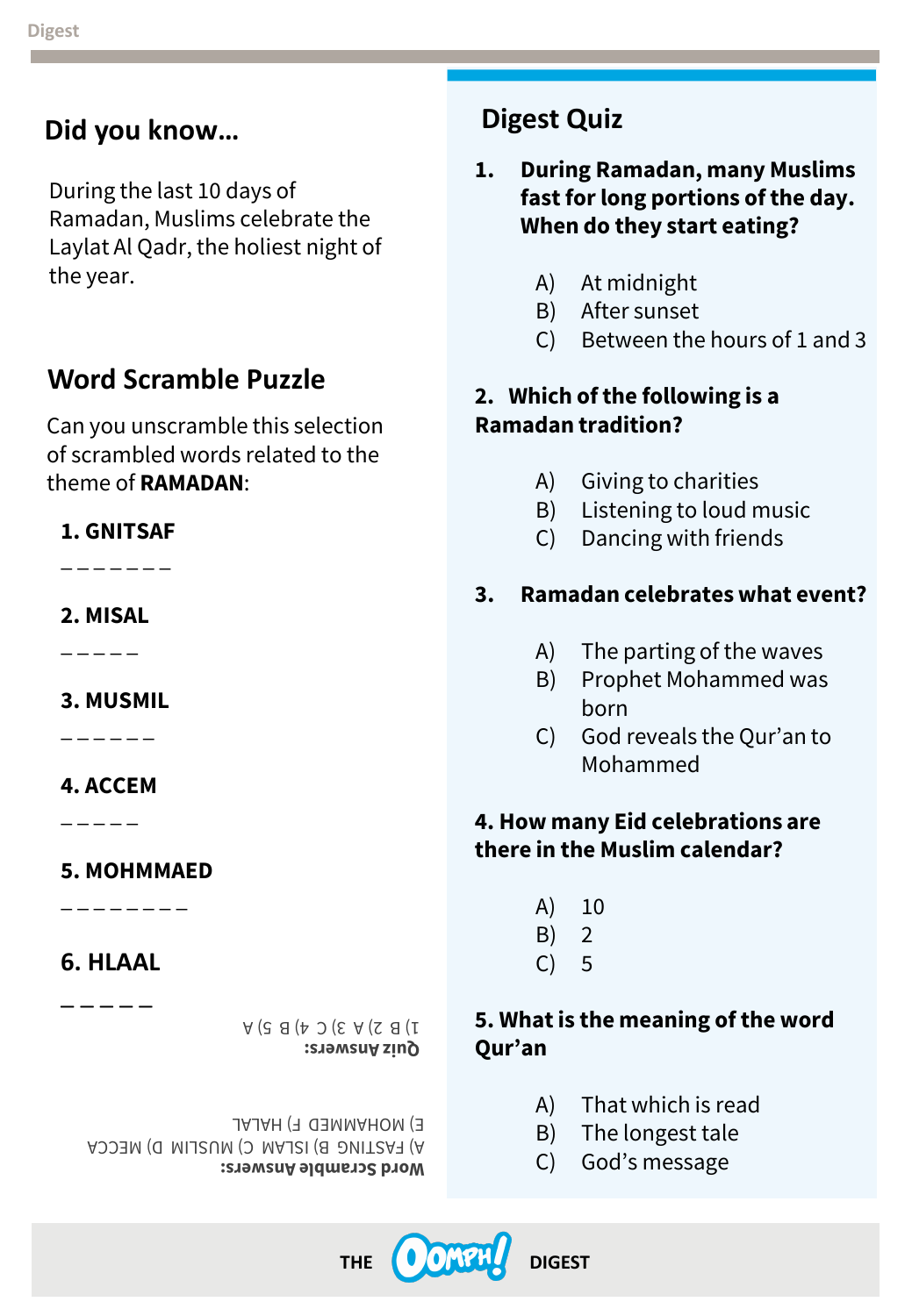## Did you know…

During the last 10 days of Ramadan, Muslims celebrate the Laylat Al Qadr, the holiest night of the year.

## Word Scramble Puzzle

Can you unscramble this selection of scrambled words related to the theme of **RAMADAN**:

**1. GNITSAF**

_ _ _ _ _ _ _

**2. MISAL**

_ _ _ _ _

**3. MUSMIL**

_ _ _ _ _ _

**4. ACCEM**

_ _ _ _ _

**5. MOHMMAED**

_ _ _ _ _ _ _ _

**6. HLAAL**

_ _ _ _ _

**Quiz Answers:**

1) B 2) A 3) C 4) B 5) A

**Word Scramble Answers:**

A) FASTING B) ISLAM C) MUSLIM D) MECCA
E) MOHAMMED F) HALAL

## Digest Quiz

**1. During Ramadan, many Muslims fast for long portions of the day. When do they start eating?**

A) At midnight
B) After sunset
C) Between the hours of 1 and 3

**2. Which of the following is a Ramadan tradition?**

A) Giving to charities
B) Listening to loud music
C) Dancing with friends

**3. Ramadan celebrates what event?**

A) The parting of the waves
B) Prophet Mohammed was born
C) God reveals the Qur'an to Mohammed

**4. How many Eid celebrations are there in the Muslim calendar?**

A) 10
B) 2
C) 5

**5. What is the meaning of the word Qur'an**

A) That which is read
B) The longest tale
C) God's message

THE OOMPH! DIGEST